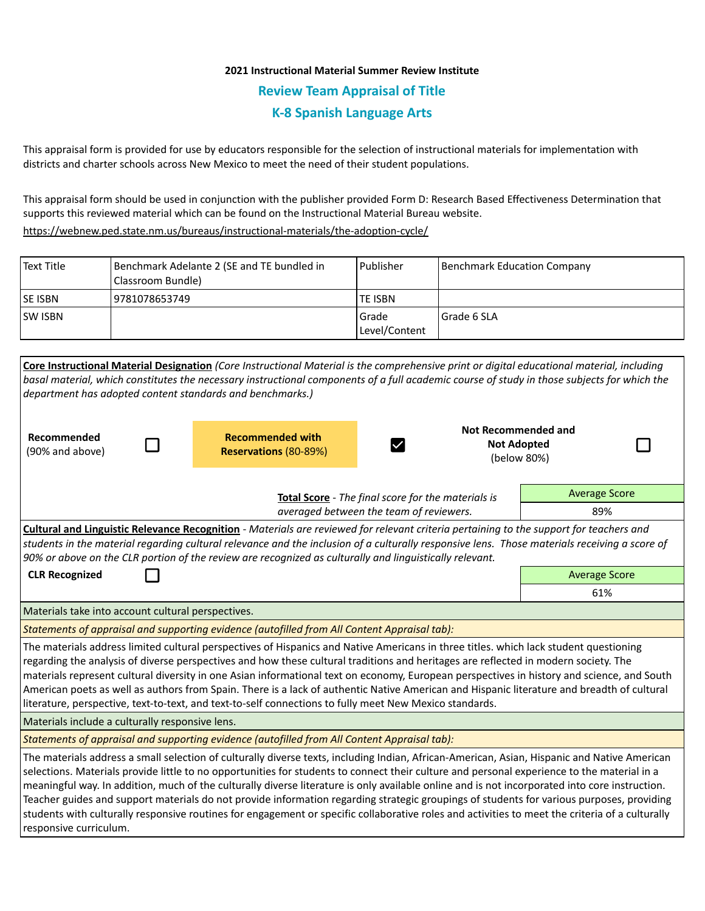**2021 Instructional Material Summer Review Institute**

## Review Team Appraisal of Title

## K-8 Spanish Language Arts

This appraisal form is provided for use by educators responsible for the selection of instructional materials for implementation with districts and charter schools across New Mexico to meet the need of their student populations.

This appraisal form should be used in conjunction with the publisher provided Form D: Research Based Effectiveness Determination that supports this reviewed material which can be found on the Instructional Material Bureau website.

https://webnew.ped.state.nm.us/bureaus/instructional-materials/the-adoption-cycle/

| Text Title | Benchmark Adelante 2 (SE and TE bundled in Classroom Bundle) | Publisher | Benchmark Education Company |
|---|---|---|---|
| SE ISBN | 9781078653749 | TE ISBN | |
| SW ISBN | | Grade Level/Content | Grade 6 SLA |

**Core Instructional Material Designation** *(Core Instructional Material is the comprehensive print or digital educational material, including basal material, which constitutes the necessary instructional components of a full academic course of study in those subjects for which the department has adopted content standards and benchmarks.)*

| **Recommended** (90% and above) | ☐ | **Recommended with Reservations** (80-89%) | ☑ | **Not Recommended and Not Adopted** (below 80%) | ☐ |
|---|---|---|---|---|---|

**Total Score** - *The final score for the materials is averaged between the team of reviewers.*

| Average Score |
|---|
| 89% |

**Cultural and Linguistic Relevance Recognition** - *Materials are reviewed for relevant criteria pertaining to the support for teachers and students in the material regarding cultural relevance and the inclusion of a culturally responsive lens. Those materials receiving a score of 90% or above on the CLR portion of the review are recognized as culturally and linguistically relevant.*

**CLR Recognized** ☐

| Average Score |
|---|
| 61% |

Materials take into account cultural perspectives.

*Statements of appraisal and supporting evidence (autofilled from All Content Appraisal tab):*

The materials address limited cultural perspectives of Hispanics and Native Americans in three titles. which lack student questioning regarding the analysis of diverse perspectives and how these cultural traditions and heritages are reflected in modern society. The materials represent cultural diversity in one Asian informational text on economy, European perspectives in history and science, and South American poets as well as authors from Spain. There is a lack of authentic Native American and Hispanic literature and breadth of cultural literature, perspective, text-to-text, and text-to-self connections to fully meet New Mexico standards.

Materials include a culturally responsive lens.

*Statements of appraisal and supporting evidence (autofilled from All Content Appraisal tab):*

The materials address a small selection of culturally diverse texts, including Indian, African-American, Asian, Hispanic and Native American selections. Materials provide little to no opportunities for students to connect their culture and personal experience to the material in a meaningful way. In addition, much of the culturally diverse literature is only available online and is not incorporated into core instruction. Teacher guides and support materials do not provide information regarding strategic groupings of students for various purposes, providing students with culturally responsive routines for engagement or specific collaborative roles and activities to meet the criteria of a culturally responsive curriculum.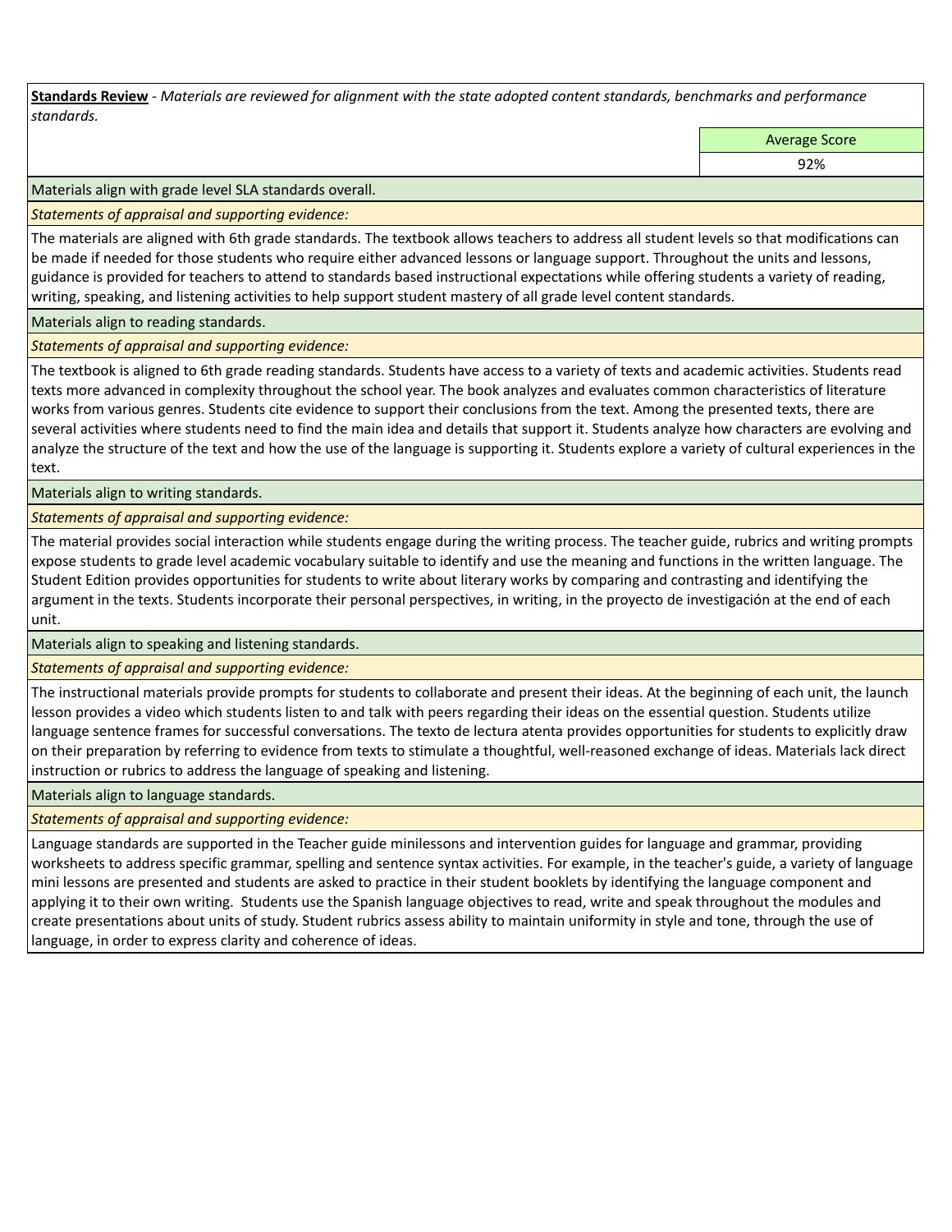**Standards Review** - *Materials are reviewed for alignment with the state adopted content standards, benchmarks and performance standards.*

| Average Score |
|---|
| 92% |

Materials align with grade level SLA standards overall.

*Statements of appraisal and supporting evidence:*

The materials are aligned with 6th grade standards. The textbook allows teachers to address all student levels so that modifications can be made if needed for those students who require either advanced lessons or language support. Throughout the units and lessons, guidance is provided for teachers to attend to standards based instructional expectations while offering students a variety of reading, writing, speaking, and listening activities to help support student mastery of all grade level content standards.

Materials align to reading standards.

*Statements of appraisal and supporting evidence:*

The textbook is aligned to 6th grade reading standards. Students have access to a variety of texts and academic activities. Students read texts more advanced in complexity throughout the school year. The book analyzes and evaluates common characteristics of literature works from various genres. Students cite evidence to support their conclusions from the text. Among the presented texts, there are several activities where students need to find the main idea and details that support it. Students analyze how characters are evolving and analyze the structure of the text and how the use of the language is supporting it. Students explore a variety of cultural experiences in the text.

Materials align to writing standards.

*Statements of appraisal and supporting evidence:*

The material provides social interaction while students engage during the writing process. The teacher guide, rubrics and writing prompts expose students to grade level academic vocabulary suitable to identify and use the meaning and functions in the written language. The Student Edition provides opportunities for students to write about literary works by comparing and contrasting and identifying the argument in the texts. Students incorporate their personal perspectives, in writing, in the proyecto de investigación at the end of each unit.

Materials align to speaking and listening standards.

*Statements of appraisal and supporting evidence:*

The instructional materials provide prompts for students to collaborate and present their ideas. At the beginning of each unit, the launch lesson provides a video which students listen to and talk with peers regarding their ideas on the essential question. Students utilize language sentence frames for successful conversations. The texto de lectura atenta provides opportunities for students to explicitly draw on their preparation by referring to evidence from texts to stimulate a thoughtful, well-reasoned exchange of ideas. Materials lack direct instruction or rubrics to address the language of speaking and listening.

Materials align to language standards.

*Statements of appraisal and supporting evidence:*

Language standards are supported in the Teacher guide minilessons and intervention guides for language and grammar, providing worksheets to address specific grammar, spelling and sentence syntax activities. For example, in the teacher's guide, a variety of language mini lessons are presented and students are asked to practice in their student booklets by identifying the language component and applying it to their own writing. Students use the Spanish language objectives to read, write and speak throughout the modules and create presentations about units of study. Student rubrics assess ability to maintain uniformity in style and tone, through the use of language, in order to express clarity and coherence of ideas.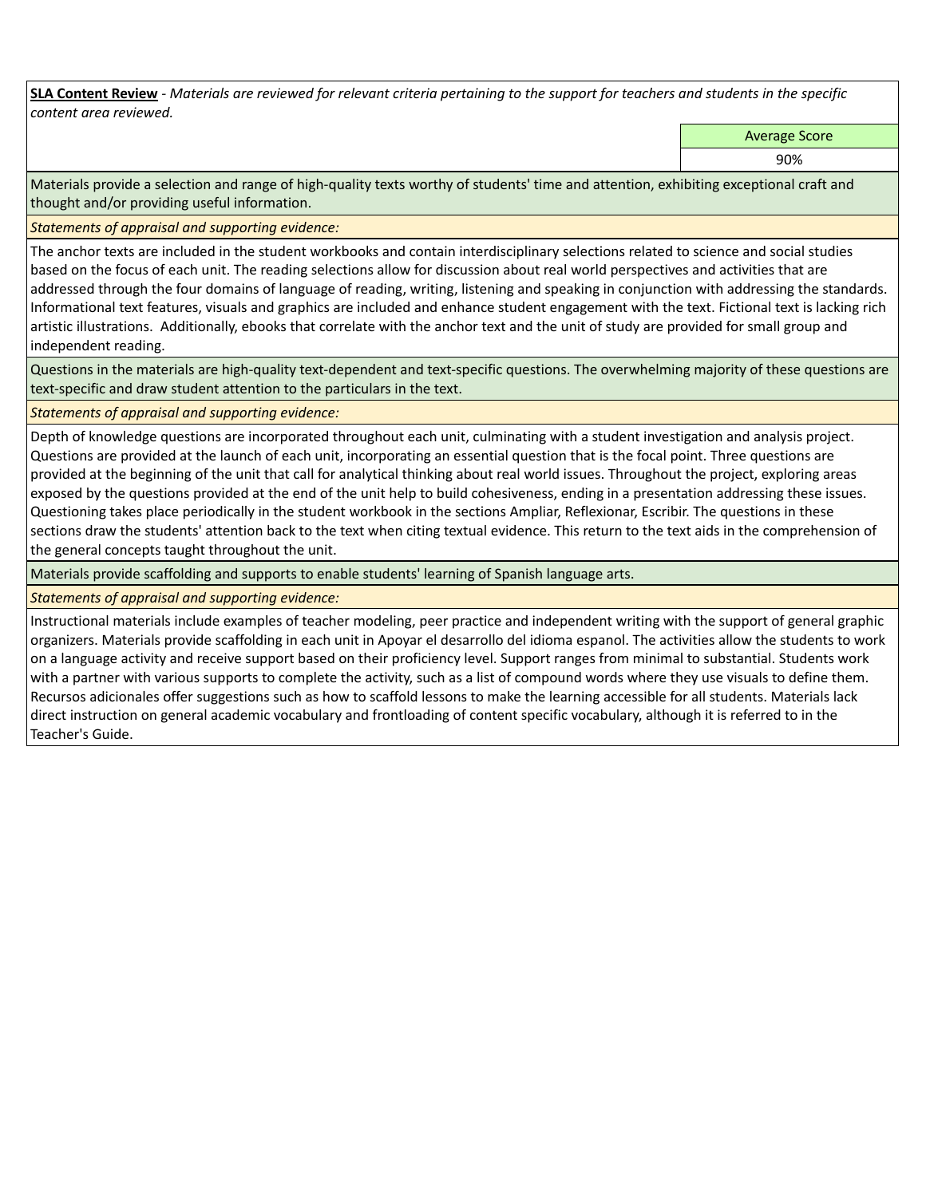**SLA Content Review** - *Materials are reviewed for relevant criteria pertaining to the support for teachers and students in the specific content area reviewed.*

| | Average Score |
|---|---|
| | 90% |

Materials provide a selection and range of high-quality texts worthy of students' time and attention, exhibiting exceptional craft and thought and/or providing useful information.

*Statements of appraisal and supporting evidence:*

The anchor texts are included in the student workbooks and contain interdisciplinary selections related to science and social studies based on the focus of each unit. The reading selections allow for discussion about real world perspectives and activities that are addressed through the four domains of language of reading, writing, listening and speaking in conjunction with addressing the standards. Informational text features, visuals and graphics are included and enhance student engagement with the text. Fictional text is lacking rich artistic illustrations. Additionally, ebooks that correlate with the anchor text and the unit of study are provided for small group and independent reading.

Questions in the materials are high-quality text-dependent and text-specific questions. The overwhelming majority of these questions are text-specific and draw student attention to the particulars in the text.

*Statements of appraisal and supporting evidence:*

Depth of knowledge questions are incorporated throughout each unit, culminating with a student investigation and analysis project. Questions are provided at the launch of each unit, incorporating an essential question that is the focal point. Three questions are provided at the beginning of the unit that call for analytical thinking about real world issues. Throughout the project, exploring areas exposed by the questions provided at the end of the unit help to build cohesiveness, ending in a presentation addressing these issues. Questioning takes place periodically in the student workbook in the sections Ampliar, Reflexionar, Escribir. The questions in these sections draw the students' attention back to the text when citing textual evidence. This return to the text aids in the comprehension of the general concepts taught throughout the unit.

Materials provide scaffolding and supports to enable students' learning of Spanish language arts.

*Statements of appraisal and supporting evidence:*

Instructional materials include examples of teacher modeling, peer practice and independent writing with the support of general graphic organizers. Materials provide scaffolding in each unit in Apoyar el desarrollo del idioma espanol. The activities allow the students to work on a language activity and receive support based on their proficiency level. Support ranges from minimal to substantial. Students work with a partner with various supports to complete the activity, such as a list of compound words where they use visuals to define them. Recursos adicionales offer suggestions such as how to scaffold lessons to make the learning accessible for all students. Materials lack direct instruction on general academic vocabulary and frontloading of content specific vocabulary, although it is referred to in the Teacher's Guide.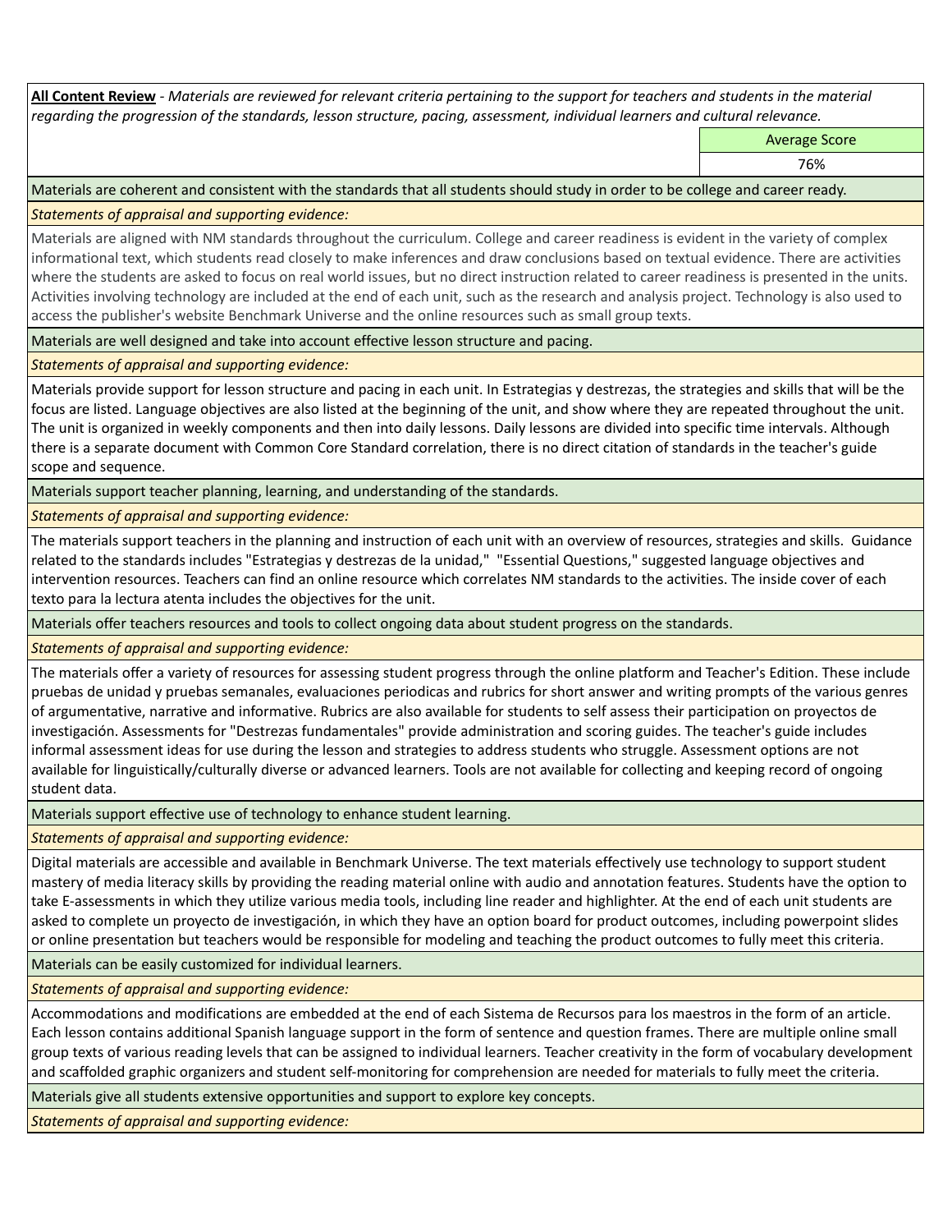**All Content Review** - *Materials are reviewed for relevant criteria pertaining to the support for teachers and students in the material regarding the progression of the standards, lesson structure, pacing, assessment, individual learners and cultural relevance.*

| Average Score |
| --- |
| 76% |

Materials are coherent and consistent with the standards that all students should study in order to be college and career ready.

*Statements of appraisal and supporting evidence:*

Materials are aligned with NM standards throughout the curriculum. College and career readiness is evident in the variety of complex informational text, which students read closely to make inferences and draw conclusions based on textual evidence. There are activities where the students are asked to focus on real world issues, but no direct instruction related to career readiness is presented in the units. Activities involving technology are included at the end of each unit, such as the research and analysis project. Technology is also used to access the publisher's website Benchmark Universe and the online resources such as small group texts.

Materials are well designed and take into account effective lesson structure and pacing.

*Statements of appraisal and supporting evidence:*

Materials provide support for lesson structure and pacing in each unit. In Estrategias y destrezas, the strategies and skills that will be the focus are listed. Language objectives are also listed at the beginning of the unit, and show where they are repeated throughout the unit. The unit is organized in weekly components and then into daily lessons. Daily lessons are divided into specific time intervals. Although there is a separate document with Common Core Standard correlation, there is no direct citation of standards in the teacher's guide scope and sequence.

Materials support teacher planning, learning, and understanding of the standards.

*Statements of appraisal and supporting evidence:*

The materials support teachers in the planning and instruction of each unit with an overview of resources, strategies and skills. Guidance related to the standards includes "Estrategias y destrezas de la unidad," "Essential Questions," suggested language objectives and intervention resources. Teachers can find an online resource which correlates NM standards to the activities. The inside cover of each texto para la lectura atenta includes the objectives for the unit.

Materials offer teachers resources and tools to collect ongoing data about student progress on the standards.

*Statements of appraisal and supporting evidence:*

The materials offer a variety of resources for assessing student progress through the online platform and Teacher's Edition. These include pruebas de unidad y pruebas semanales, evaluaciones periodicas and rubrics for short answer and writing prompts of the various genres of argumentative, narrative and informative. Rubrics are also available for students to self assess their participation on proyectos de investigación. Assessments for "Destrezas fundamentales" provide administration and scoring guides. The teacher's guide includes informal assessment ideas for use during the lesson and strategies to address students who struggle. Assessment options are not available for linguistically/culturally diverse or advanced learners. Tools are not available for collecting and keeping record of ongoing student data.

Materials support effective use of technology to enhance student learning.

*Statements of appraisal and supporting evidence:*

Digital materials are accessible and available in Benchmark Universe. The text materials effectively use technology to support student mastery of media literacy skills by providing the reading material online with audio and annotation features. Students have the option to take E-assessments in which they utilize various media tools, including line reader and highlighter. At the end of each unit students are asked to complete un proyecto de investigación, in which they have an option board for product outcomes, including powerpoint slides or online presentation but teachers would be responsible for modeling and teaching the product outcomes to fully meet this criteria.

Materials can be easily customized for individual learners.

*Statements of appraisal and supporting evidence:*

Accommodations and modifications are embedded at the end of each Sistema de Recursos para los maestros in the form of an article. Each lesson contains additional Spanish language support in the form of sentence and question frames. There are multiple online small group texts of various reading levels that can be assigned to individual learners. Teacher creativity in the form of vocabulary development and scaffolded graphic organizers and student self-monitoring for comprehension are needed for materials to fully meet the criteria.

Materials give all students extensive opportunities and support to explore key concepts.

*Statements of appraisal and supporting evidence:*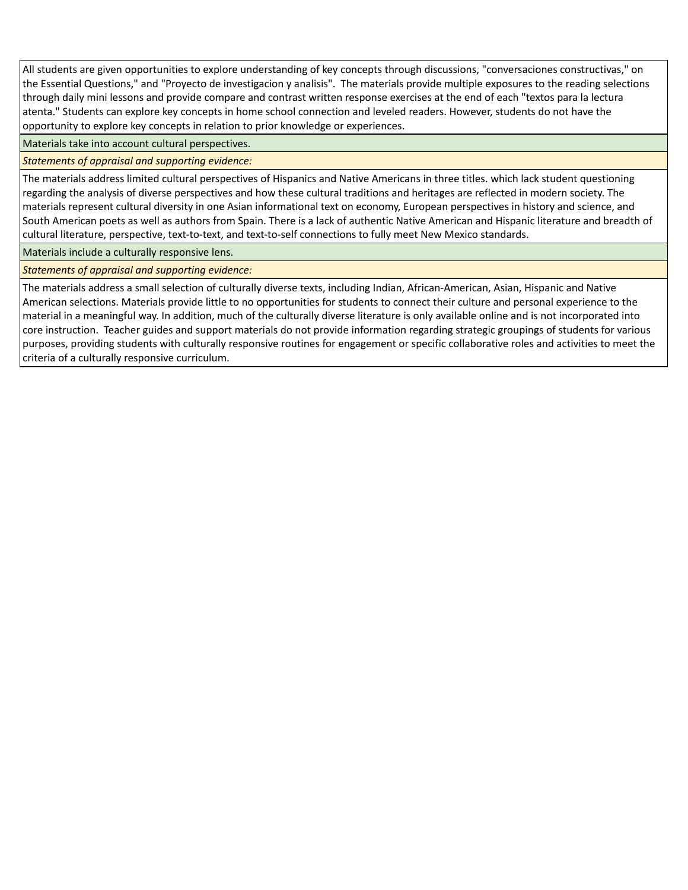All students are given opportunities to explore understanding of key concepts through discussions, "conversaciones constructivas," on the Essential Questions," and "Proyecto de investigacion y analisis". The materials provide multiple exposures to the reading selections through daily mini lessons and provide compare and contrast written response exercises at the end of each "textos para la lectura atenta." Students can explore key concepts in home school connection and leveled readers. However, students do not have the opportunity to explore key concepts in relation to prior knowledge or experiences.

Materials take into account cultural perspectives.

*Statements of appraisal and supporting evidence:*

The materials address limited cultural perspectives of Hispanics and Native Americans in three titles. which lack student questioning regarding the analysis of diverse perspectives and how these cultural traditions and heritages are reflected in modern society. The materials represent cultural diversity in one Asian informational text on economy, European perspectives in history and science, and South American poets as well as authors from Spain. There is a lack of authentic Native American and Hispanic literature and breadth of cultural literature, perspective, text-to-text, and text-to-self connections to fully meet New Mexico standards.

Materials include a culturally responsive lens.

*Statements of appraisal and supporting evidence:*

The materials address a small selection of culturally diverse texts, including Indian, African-American, Asian, Hispanic and Native American selections. Materials provide little to no opportunities for students to connect their culture and personal experience to the material in a meaningful way. In addition, much of the culturally diverse literature is only available online and is not incorporated into core instruction. Teacher guides and support materials do not provide information regarding strategic groupings of students for various purposes, providing students with culturally responsive routines for engagement or specific collaborative roles and activities to meet the criteria of a culturally responsive curriculum.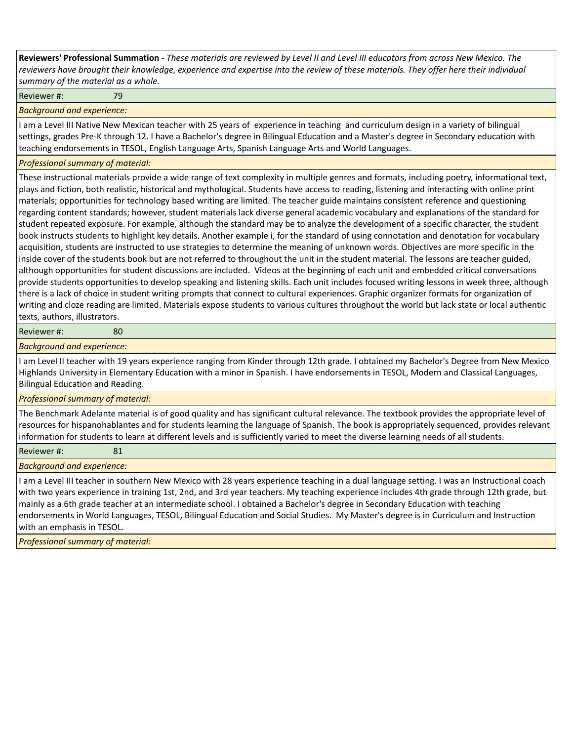**<u>Reviewers' Professional Summation</u>** - *These materials are reviewed by Level II and Level III educators from across New Mexico. The reviewers have brought their knowledge, experience and expertise into the review of these materials. They offer here their individual summary of the material as a whole.*

Reviewer #: 79

*Background and experience:*

I am a Level III Native New Mexican teacher with 25 years of experience in teaching and curriculum design in a variety of bilingual settings, grades Pre-K through 12. I have a Bachelor's degree in Bilingual Education and a Master's degree in Secondary education with teaching endorsements in TESOL, English Language Arts, Spanish Language Arts and World Languages.

*Professional summary of material:*

These instructional materials provide a wide range of text complexity in multiple genres and formats, including poetry, informational text, plays and fiction, both realistic, historical and mythological. Students have access to reading, listening and interacting with online print materials; opportunities for technology based writing are limited. The teacher guide maintains consistent reference and questioning regarding content standards; however, student materials lack diverse general academic vocabulary and explanations of the standard for student repeated exposure. For example, although the standard may be to analyze the development of a specific character, the student book instructs students to highlight key details. Another example i, for the standard of using connotation and denotation for vocabulary acquisition, students are instructed to use strategies to determine the meaning of unknown words. Objectives are more specific in the inside cover of the students book but are not referred to throughout the unit in the student material. The lessons are teacher guided, although opportunities for student discussions are included. Videos at the beginning of each unit and embedded critical conversations provide students opportunities to develop speaking and listening skills. Each unit includes focused writing lessons in week three, although there is a lack of choice in student writing prompts that connect to cultural experiences. Graphic organizer formats for organization of writing and cloze reading are limited. Materials expose students to various cultures throughout the world but lack state or local authentic texts, authors, illustrators.

Reviewer #: 80

*Background and experience:*

I am Level II teacher with 19 years experience ranging from Kinder through 12th grade. I obtained my Bachelor's Degree from New Mexico Highlands University in Elementary Education with a minor in Spanish. I have endorsements in TESOL, Modern and Classical Languages, Bilingual Education and Reading.

*Professional summary of material:*

The Benchmark Adelante material is of good quality and has significant cultural relevance. The textbook provides the appropriate level of resources for hispanohablantes and for students learning the language of Spanish. The book is appropriately sequenced, provides relevant information for students to learn at different levels and is sufficiently varied to meet the diverse learning needs of all students.

Reviewer #: 81

*Background and experience:*

I am a Level III teacher in southern New Mexico with 28 years experience teaching in a dual language setting. I was an Instructional coach with two years experience in training 1st, 2nd, and 3rd year teachers. My teaching experience includes 4th grade through 12th grade, but mainly as a 6th grade teacher at an intermediate school. I obtained a Bachelor's degree in Secondary Education with teaching endorsements in World Languages, TESOL, Bilingual Education and Social Studies. My Master's degree is in Curriculum and Instruction with an emphasis in TESOL.

*Professional summary of material:*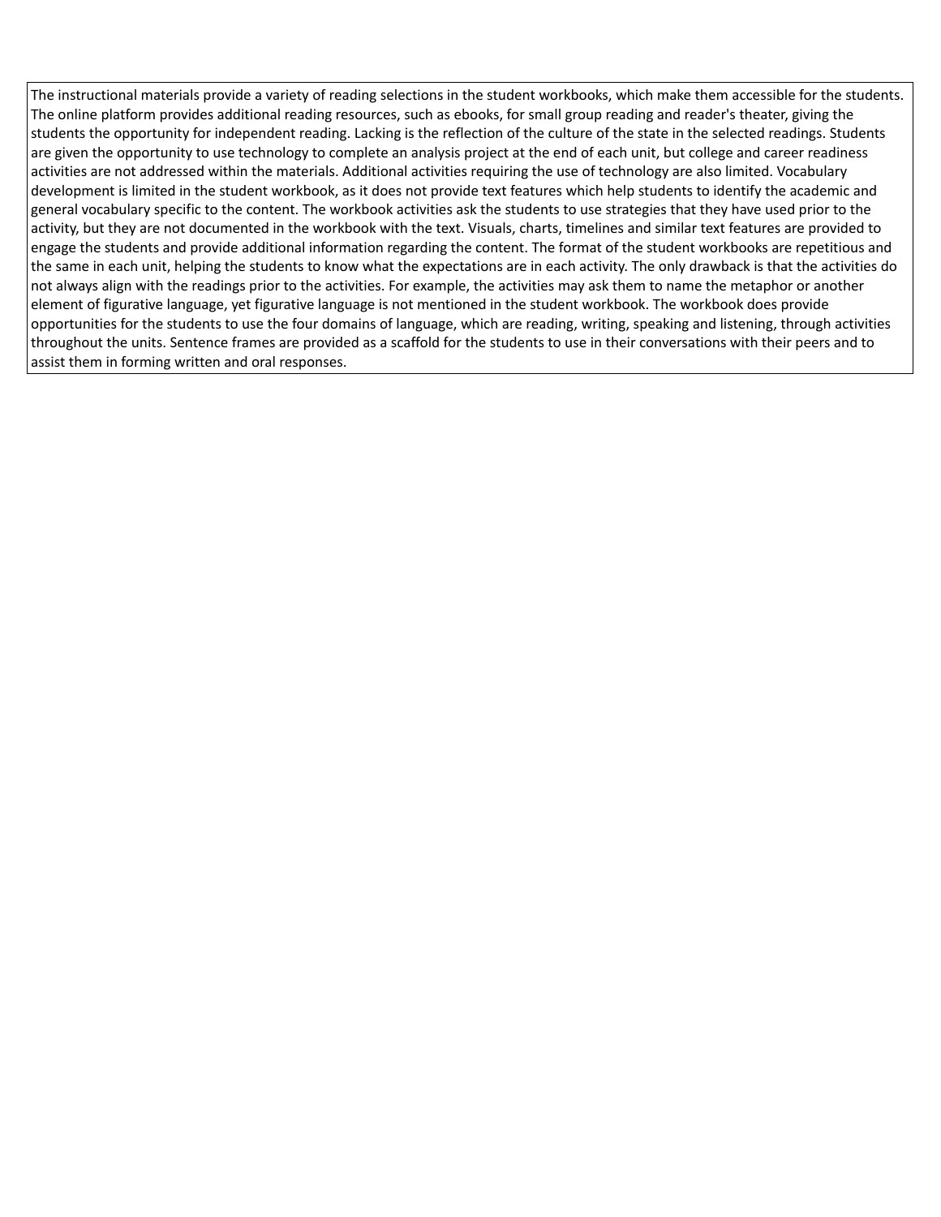The instructional materials provide a variety of reading selections in the student workbooks, which make them accessible for the students. The online platform provides additional reading resources, such as ebooks, for small group reading and reader's theater, giving the students the opportunity for independent reading. Lacking is the reflection of the culture of the state in the selected readings. Students are given the opportunity to use technology to complete an analysis project at the end of each unit, but college and career readiness activities are not addressed within the materials. Additional activities requiring the use of technology are also limited. Vocabulary development is limited in the student workbook, as it does not provide text features which help students to identify the academic and general vocabulary specific to the content. The workbook activities ask the students to use strategies that they have used prior to the activity, but they are not documented in the workbook with the text. Visuals, charts, timelines and similar text features are provided to engage the students and provide additional information regarding the content. The format of the student workbooks are repetitious and the same in each unit, helping the students to know what the expectations are in each activity. The only drawback is that the activities do not always align with the readings prior to the activities. For example, the activities may ask them to name the metaphor or another element of figurative language, yet figurative language is not mentioned in the student workbook. The workbook does provide opportunities for the students to use the four domains of language, which are reading, writing, speaking and listening, through activities throughout the units. Sentence frames are provided as a scaffold for the students to use in their conversations with their peers and to assist them in forming written and oral responses.